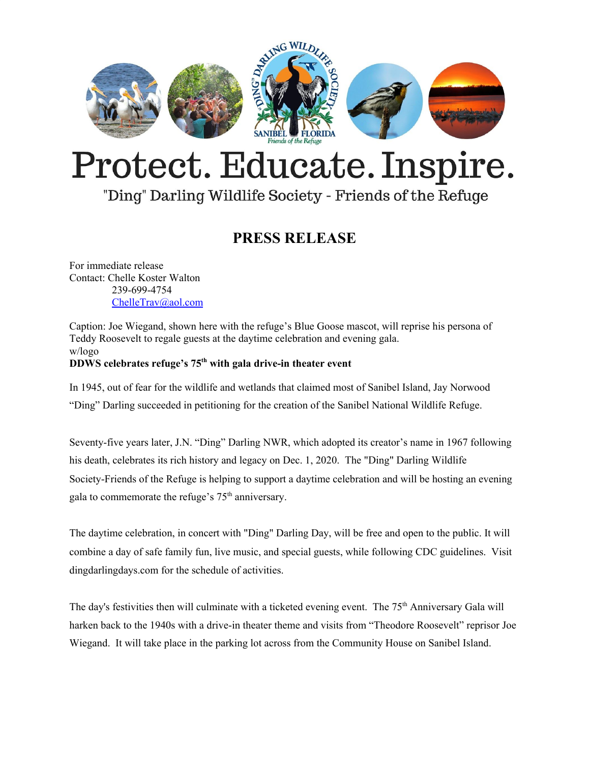# Protect. Educate. Inspire.

"Ding" Darling Wildlife Society - Friends of the Refuge

## PRESS RELEASE

For immediate release
Contact: Chelle Koster Walton
239-699-4754
ChelleTrav@aol.com

Caption: Joe Wiegand, shown here with the refuge's Blue Goose mascot, will reprise his persona of Teddy Roosevelt to regale guests at the daytime celebration and evening gala.
w/logo

**DDWS celebrates refuge's 75th with gala drive-in theater event**

In 1945, out of fear for the wildlife and wetlands that claimed most of Sanibel Island, Jay Norwood "Ding" Darling succeeded in petitioning for the creation of the Sanibel National Wildlife Refuge.

Seventy-five years later, J.N. "Ding" Darling NWR, which adopted its creator's name in 1967 following his death, celebrates its rich history and legacy on Dec. 1, 2020. The "Ding" Darling Wildlife Society-Friends of the Refuge is helping to support a daytime celebration and will be hosting an evening gala to commemorate the refuge's 75th anniversary.

The daytime celebration, in concert with "Ding" Darling Day, will be free and open to the public. It will combine a day of safe family fun, live music, and special guests, while following CDC guidelines. Visit dingdarlingdays.com for the schedule of activities.

The day's festivities then will culminate with a ticketed evening event. The 75th Anniversary Gala will harken back to the 1940s with a drive-in theater theme and visits from "Theodore Roosevelt" reprisor Joe Wiegand. It will take place in the parking lot across from the Community House on Sanibel Island.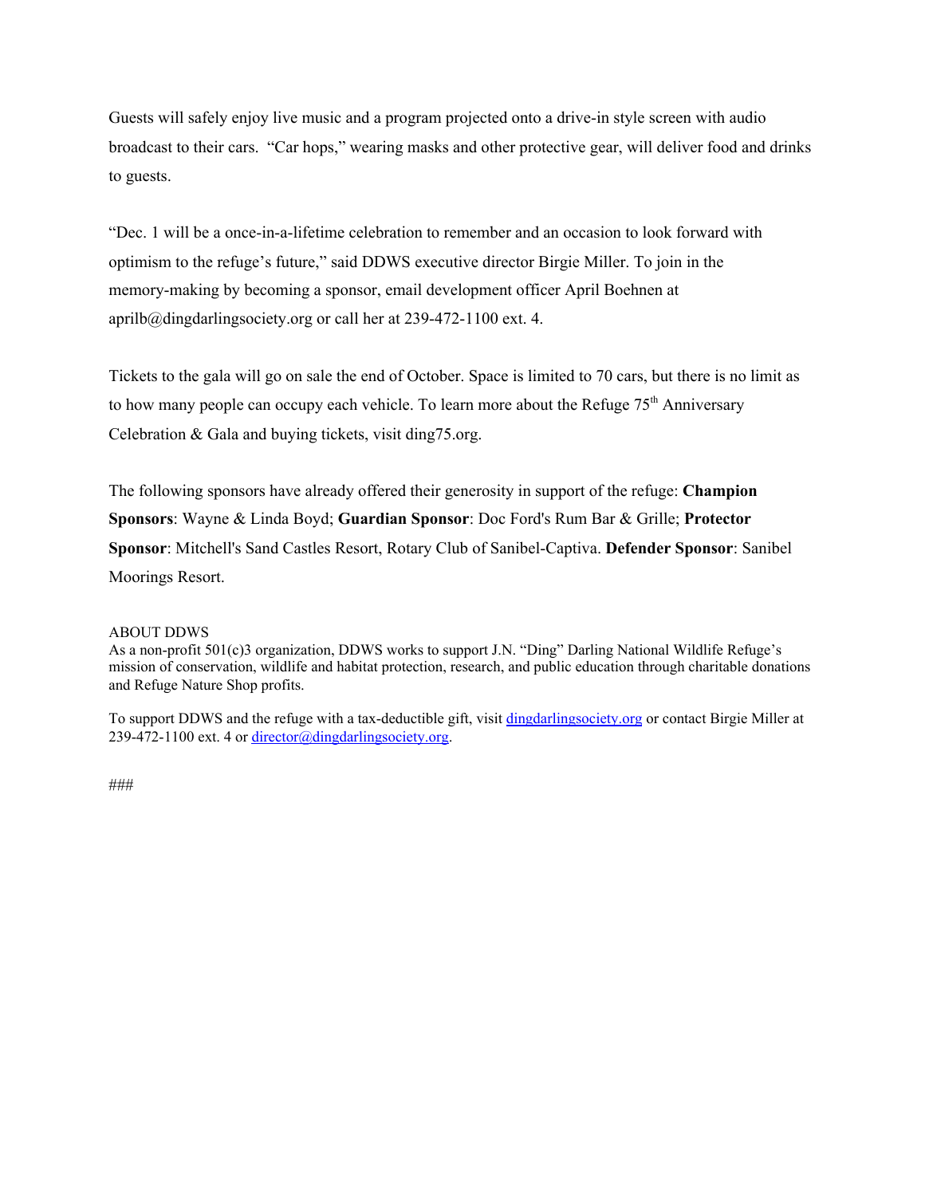Guests will safely enjoy live music and a program projected onto a drive-in style screen with audio broadcast to their cars. "Car hops," wearing masks and other protective gear, will deliver food and drinks to guests.

"Dec. 1 will be a once-in-a-lifetime celebration to remember and an occasion to look forward with optimism to the refuge's future," said DDWS executive director Birgie Miller. To join in the memory-making by becoming a sponsor, email development officer April Boehnen at aprilb@dingdarlingsociety.org or call her at 239-472-1100 ext. 4.

Tickets to the gala will go on sale the end of October. Space is limited to 70 cars, but there is no limit as to how many people can occupy each vehicle. To learn more about the Refuge 75th Anniversary Celebration & Gala and buying tickets, visit ding75.org.

The following sponsors have already offered their generosity in support of the refuge: **Champion Sponsors**: Wayne & Linda Boyd; **Guardian Sponsor**: Doc Ford's Rum Bar & Grille; **Protector Sponsor**: Mitchell's Sand Castles Resort, Rotary Club of Sanibel-Captiva. **Defender Sponsor**: Sanibel Moorings Resort.

ABOUT DDWS

As a non-profit 501(c)3 organization, DDWS works to support J.N. "Ding" Darling National Wildlife Refuge's mission of conservation, wildlife and habitat protection, research, and public education through charitable donations and Refuge Nature Shop profits.

To support DDWS and the refuge with a tax-deductible gift, visit dingdarlingsociety.org or contact Birgie Miller at 239-472-1100 ext. 4 or director@dingdarlingsociety.org.

###